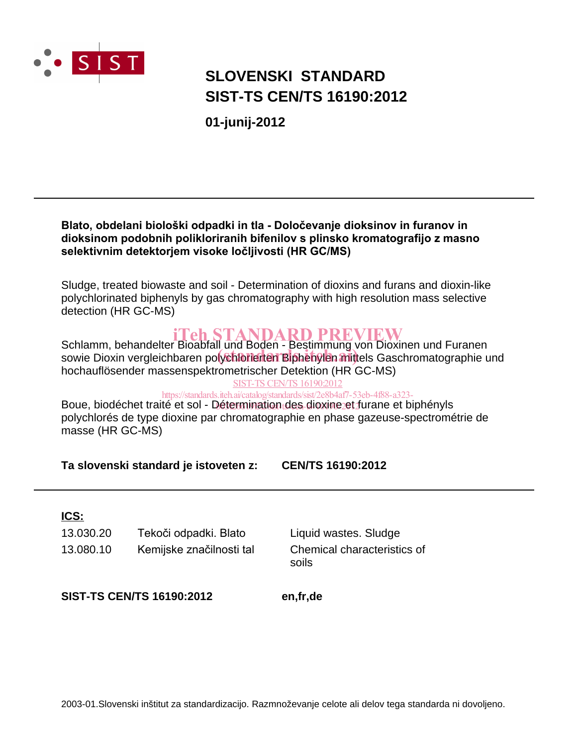# SLOVENSKI STANDARD
# SIST-TS CEN/TS 16190:2012

**01-junij-2012**

---

**Blato, obdelani biološki odpadki in tla - Določevanje dioksinov in furanov in dioksinom podobnih polikloriranih bifenilov s plinsko kromatografijo z masno selektivnim detektorjem visoke ločljivosti (HR GC/MS)**

Sludge, treated biowaste and soil - Determination of dioxins and furans and dioxin-like polychlorinated biphenyls by gas chromatography with high resolution mass selective detection (HR GC-MS)

Schlamm, behandelter Bioabfall und Boden - Bestimmung von Dioxinen und Furanen sowie Dioxin vergleichbaren polychlorierten Biphenylen mittels Gaschromatographie und hochauflösender massenspektrometrischer Detektion (HR GC-MS)

Boue, biodéchet traité et sol - Détermination des dioxine et furane et biphényls polychlorés de type dioxine par chromatographie en phase gazeuse-spectrométrie de masse (HR GC-MS)

**Ta slovenski standard je istoveten z: CEN/TS 16190:2012**

---

**ICS:**

| | | |
|---|---|---|
| 13.030.20 | Tekoči odpadki. Blato | Liquid wastes. Sludge |
| 13.080.10 | Kemijske značilnosti tal | Chemical characteristics of soils |

**SIST-TS CEN/TS 16190:2012** **en,fr,de**

2003-01.Slovenski inštitut za standardizacijo. Razmnoževanje celote ali delov tega standarda ni dovoljeno.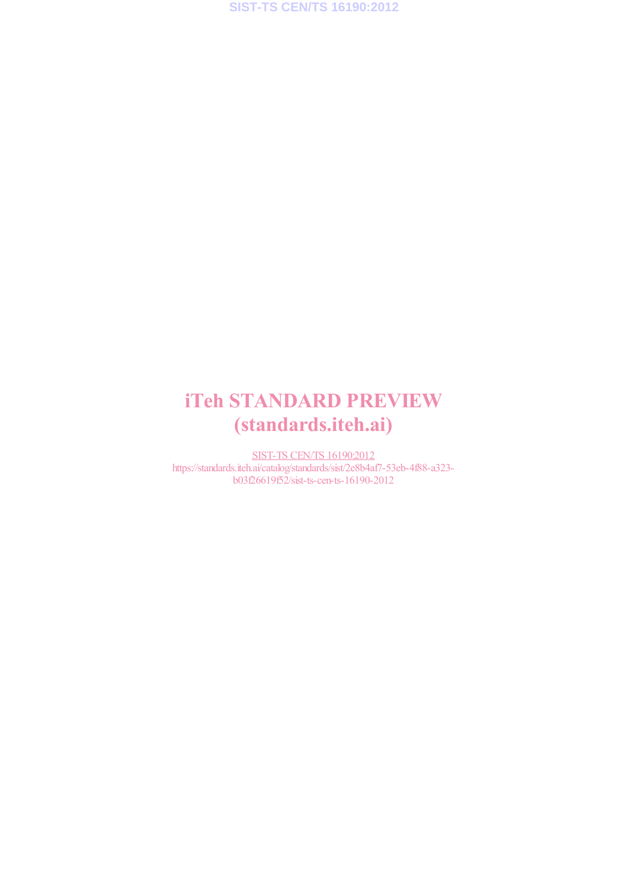iTeh STANDARD PREVIEW
(standards.iteh.ai)

SIST-TS CEN/TS 16190:2012
https://standards.iteh.ai/catalog/standards/sist/2e8b4af7-53eb-4f88-a323-b03f26619f52/sist-ts-cen-ts-16190-2012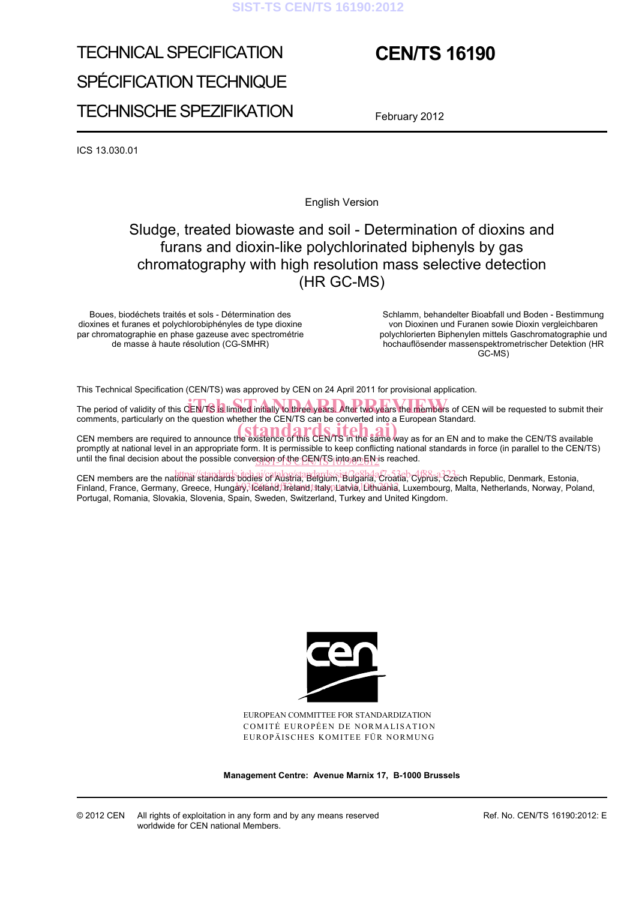TECHNICAL SPECIFICATION

SPÉCIFICATION TECHNIQUE

TECHNISCHE SPEZIFIKATION

# CEN/TS 16190

February 2012

ICS 13.030.01

English Version

## Sludge, treated biowaste and soil - Determination of dioxins and furans and dioxin-like polychlorinated biphenyls by gas chromatography with high resolution mass selective detection (HR GC-MS)

Boues, biodéchets traités et sols - Détermination des dioxines et furanes et polychlorobiphényles de type dioxine par chromatographie en phase gazeuse avec spectrométrie de masse à haute résolution (CG-SMHR)

Schlamm, behandelter Bioabfall und Boden - Bestimmung von Dioxinen und Furanen sowie Dioxin vergleichbaren polychlorierten Biphenylen mittels Gaschromatographie und hochauflösender massenspektrometrischer Detektion (HR GC-MS)

This Technical Specification (CEN/TS) was approved by CEN on 24 April 2011 for provisional application.

The period of validity of this CEN/TS is limited initially to three years. After two years the members of CEN will be requested to submit their comments, particularly on the question whether the CEN/TS can be converted into a European Standard.

CEN members are required to announce the existence of this CEN/TS in the same way as for an EN and to make the CEN/TS available promptly at national level in an appropriate form. It is permissible to keep conflicting national standards in force (in parallel to the CEN/TS) until the final decision about the possible conversion of the CEN/TS into an EN is reached.

CEN members are the national standards bodies of Austria, Belgium, Bulgaria, Croatia, Cyprus, Czech Republic, Denmark, Estonia, Finland, France, Germany, Greece, Hungary, Iceland, Ireland, Italy, Latvia, Lithuania, Luxembourg, Malta, Netherlands, Norway, Poland, Portugal, Romania, Slovakia, Slovenia, Spain, Sweden, Switzerland, Turkey and United Kingdom.

EUROPEAN COMMITTEE FOR STANDARDIZATION
COMITÉ EUROPÉEN DE NORMALISATION
EUROPÄISCHES KOMITEE FÜR NORMUNG

**Management Centre: Avenue Marnix 17, B-1000 Brussels**

© 2012 CEN All rights of exploitation in any form and by any means reserved worldwide for CEN national Members.

Ref. No. CEN/TS 16190:2012: E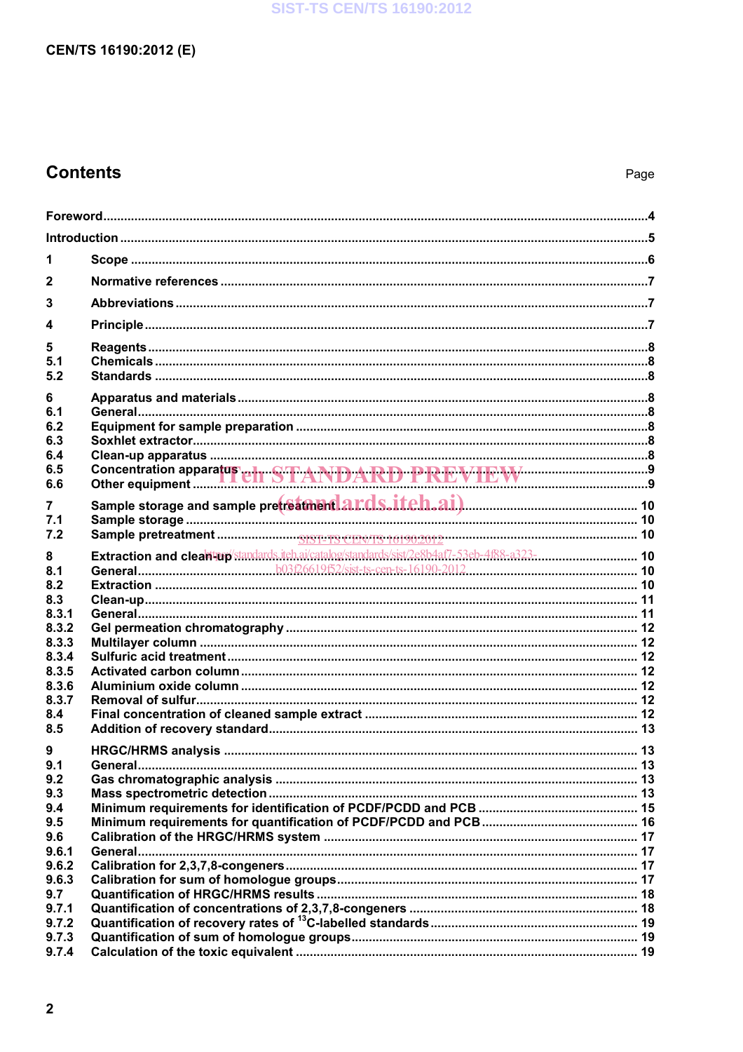CEN/TS 16190:2012 (E)

## Contents

| | | Page |
|---|---|---|
| | Foreword | 4 |
| | Introduction | 5 |
| 1 | Scope | 6 |
| 2 | Normative references | 7 |
| 3 | Abbreviations | 7 |
| 4 | Principle | 7 |
| 5 | Reagents | 8 |
| 5.1 | Chemicals | 8 |
| 5.2 | Standards | 8 |
| 6 | Apparatus and materials | 8 |
| 6.1 | General | 8 |
| 6.2 | Equipment for sample preparation | 8 |
| 6.3 | Soxhlet extractor | 8 |
| 6.4 | Clean-up apparatus | 8 |
| 6.5 | Concentration apparatus | 9 |
| 6.6 | Other equipment | 9 |
| 7 | Sample storage and sample pretreatment | 10 |
| 7.1 | Sample storage | 10 |
| 7.2 | Sample pretreatment | 10 |
| 8 | Extraction and clean-up | 10 |
| 8.1 | General | 10 |
| 8.2 | Extraction | 10 |
| 8.3 | Clean-up | 11 |
| 8.3.1 | General | 11 |
| 8.3.2 | Gel permeation chromatography | 12 |
| 8.3.3 | Multilayer column | 12 |
| 8.3.4 | Sulfuric acid treatment | 12 |
| 8.3.5 | Activated carbon column | 12 |
| 8.3.6 | Aluminium oxide column | 12 |
| 8.3.7 | Removal of sulfur | 12 |
| 8.4 | Final concentration of cleaned sample extract | 12 |
| 8.5 | Addition of recovery standard | 13 |
| 9 | HRGC/HRMS analysis | 13 |
| 9.1 | General | 13 |
| 9.2 | Gas chromatographic analysis | 13 |
| 9.3 | Mass spectrometric detection | 13 |
| 9.4 | Minimum requirements for identification of PCDF/PCDD and PCB | 15 |
| 9.5 | Minimum requirements for quantification of PCDF/PCDD and PCB | 16 |
| 9.6 | Calibration of the HRGC/HRMS system | 17 |
| 9.6.1 | General | 17 |
| 9.6.2 | Calibration for 2,3,7,8-congeners | 17 |
| 9.6.3 | Calibration for sum of homologue groups | 17 |
| 9.7 | Quantification of HRGC/HRMS results | 18 |
| 9.7.1 | Quantification of concentrations of 2,3,7,8-congeners | 18 |
| 9.7.2 | Quantification of recovery rates of $^{13}$C-labelled standards | 19 |
| 9.7.3 | Quantification of sum of homologue groups | 19 |
| 9.7.4 | Calculation of the toxic equivalent | 19 |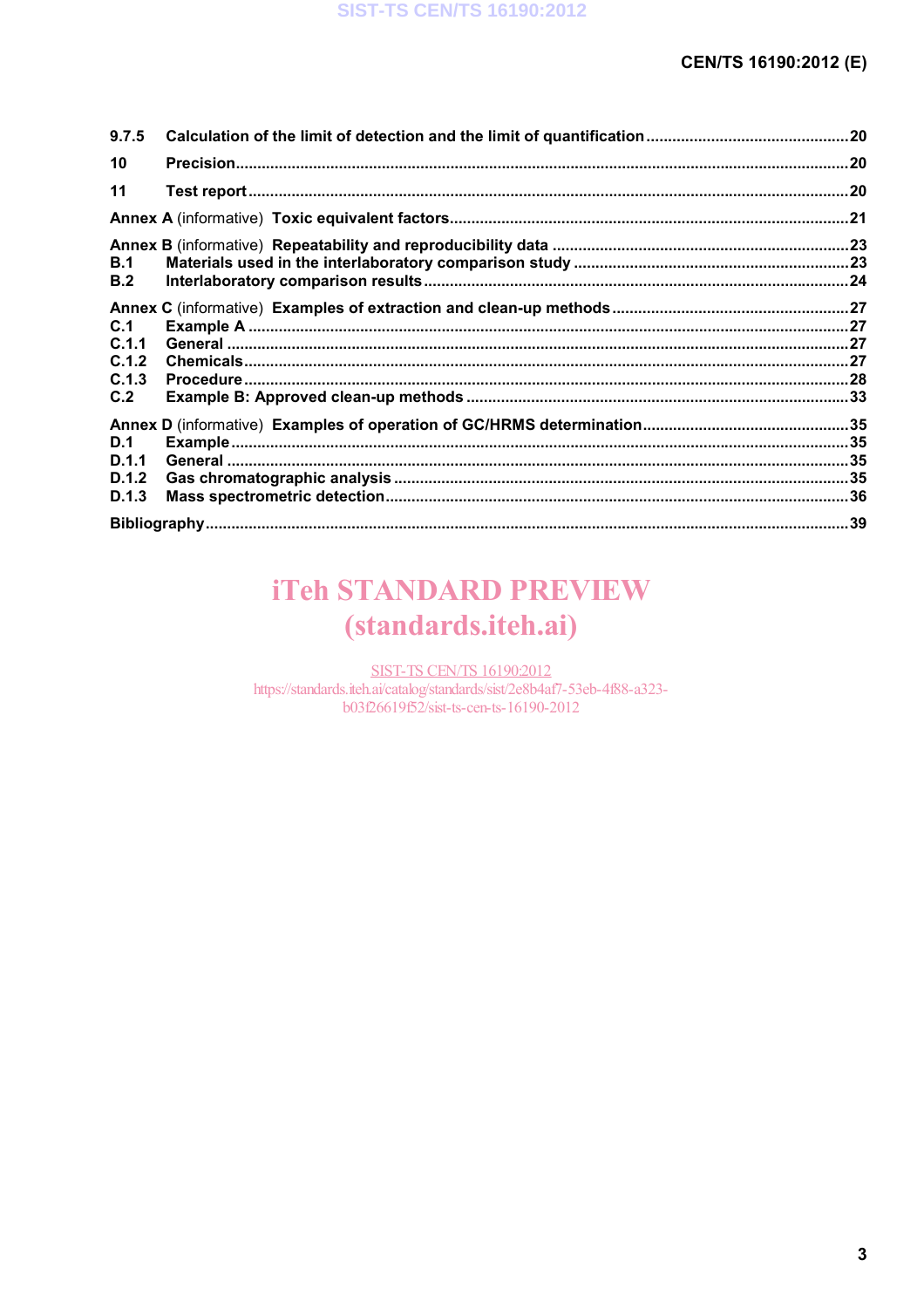9.7.5 Calculation of the limit of detection and the limit of quantification ............................................20

10 Precision ............................................................................................................................................20

11 Test report ..........................................................................................................................................20

Annex A (informative) Toxic equivalent factors .........................................................................................21

Annex B (informative) Repeatability and reproducibility data ..................................................................23
B.1 Materials used in the interlaboratory comparison study ..............................................................23
B.2 Interlaboratory comparison results ................................................................................................24

Annex C (informative) Examples of extraction and clean-up methods .....................................................27
C.1 Example A .........................................................................................................................................27
C.1.1 General ..............................................................................................................................................27
C.1.2 Chemicals ..........................................................................................................................................27
C.1.3 Procedure ..........................................................................................................................................28
C.2 Example B: Approved clean-up methods ......................................................................................33

Annex D (informative) Examples of operation of GC/HRMS determination ...............................................35
D.1 Example .............................................................................................................................................35
D.1.1 General ..............................................................................................................................................35
D.1.2 Gas chromatographic analysis ........................................................................................................35
D.1.3 Mass spectrometric detection ..........................................................................................................36

Bibliography ...............................................................................................................................................39

iTeh STANDARD PREVIEW
(standards.iteh.ai)

SIST-TS CEN/TS 16190:2012
https://standards.iteh.ai/catalog/standards/sist/2e8b4af7-53eb-4f88-a323-b03f26619f52/sist-ts-cen-ts-16190-2012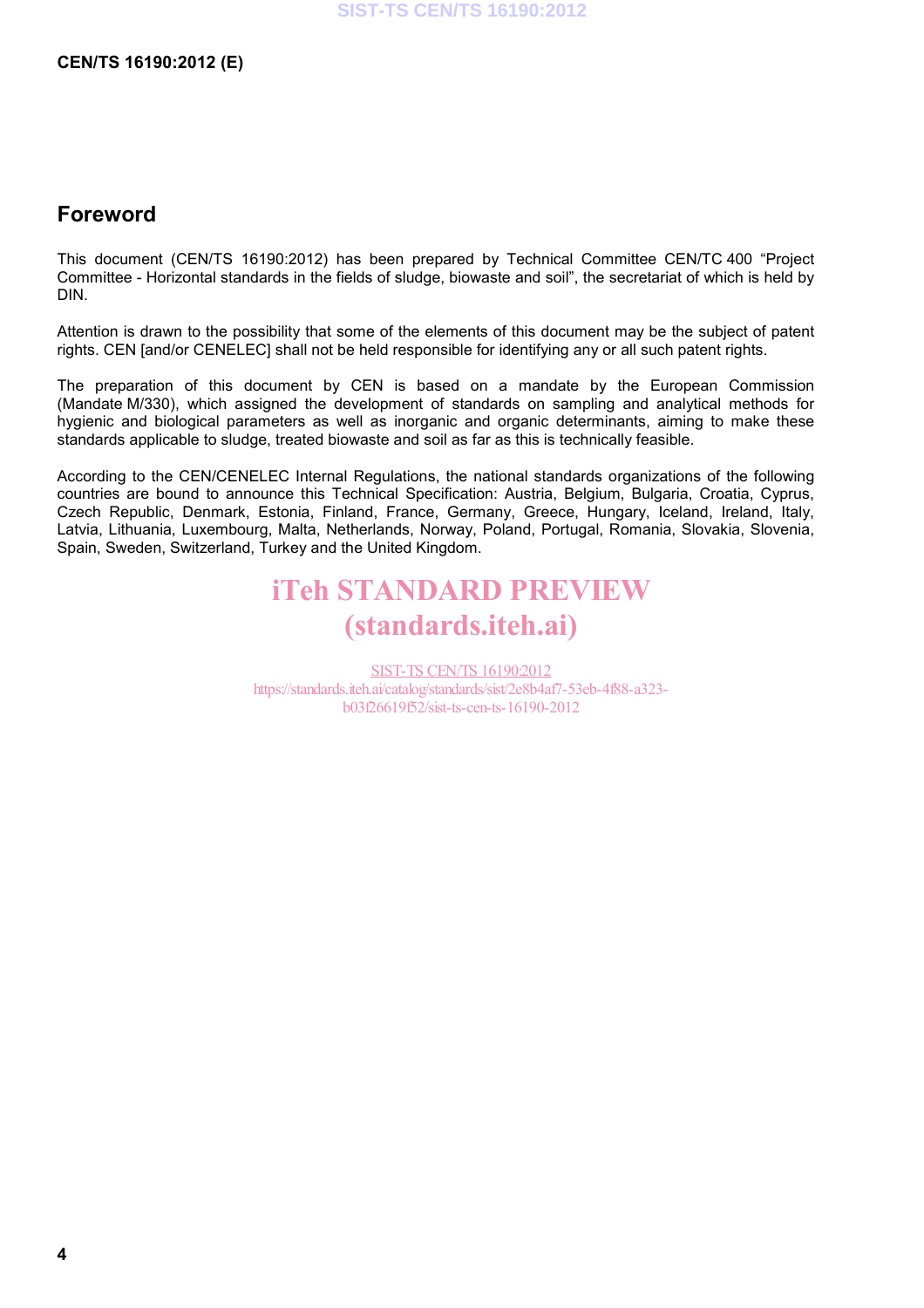## Foreword

This document (CEN/TS 16190:2012) has been prepared by Technical Committee CEN/TC 400 "Project Committee - Horizontal standards in the fields of sludge, biowaste and soil", the secretariat of which is held by DIN.

Attention is drawn to the possibility that some of the elements of this document may be the subject of patent rights. CEN [and/or CENELEC] shall not be held responsible for identifying any or all such patent rights.

The preparation of this document by CEN is based on a mandate by the European Commission (Mandate M/330), which assigned the development of standards on sampling and analytical methods for hygienic and biological parameters as well as inorganic and organic determinants, aiming to make these standards applicable to sludge, treated biowaste and soil as far as this is technically feasible.

According to the CEN/CENELEC Internal Regulations, the national standards organizations of the following countries are bound to announce this Technical Specification: Austria, Belgium, Bulgaria, Croatia, Cyprus, Czech Republic, Denmark, Estonia, Finland, France, Germany, Greece, Hungary, Iceland, Ireland, Italy, Latvia, Lithuania, Luxembourg, Malta, Netherlands, Norway, Poland, Portugal, Romania, Slovakia, Slovenia, Spain, Sweden, Switzerland, Turkey and the United Kingdom.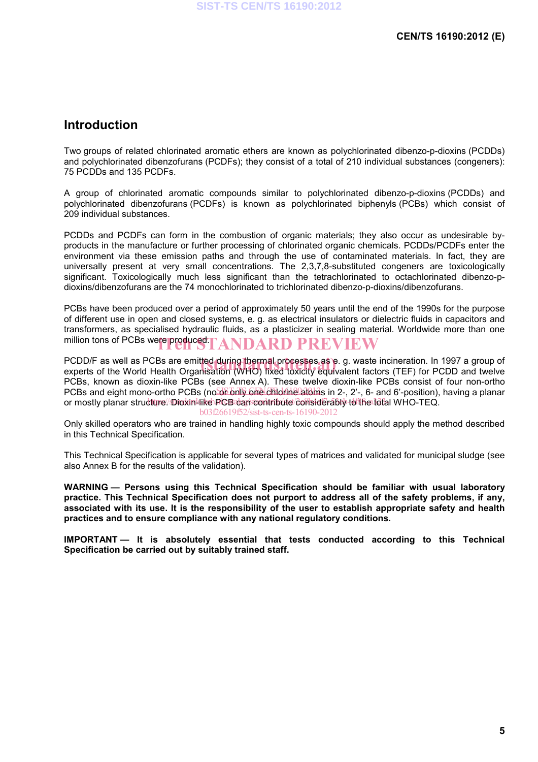## Introduction

Two groups of related chlorinated aromatic ethers are known as polychlorinated dibenzo-p-dioxins (PCDDs) and polychlorinated dibenzofurans (PCDFs); they consist of a total of 210 individual substances (congeners): 75 PCDDs and 135 PCDFs.

A group of chlorinated aromatic compounds similar to polychlorinated dibenzo-p-dioxins (PCDDs) and polychlorinated dibenzofurans (PCDFs) is known as polychlorinated biphenyls (PCBs) which consist of 209 individual substances.

PCDDs and PCDFs can form in the combustion of organic materials; they also occur as undesirable by-products in the manufacture or further processing of chlorinated organic chemicals. PCDDs/PCDFs enter the environment via these emission paths and through the use of contaminated materials. In fact, they are universally present at very small concentrations. The 2,3,7,8-substituted congeners are toxicologically significant. Toxicologically much less significant than the tetrachlorinated to octachlorinated dibenzo-p-dioxins/dibenzofurans are the 74 monochlorinated to trichlorinated dibenzo-p-dioxins/dibenzofurans.

PCBs have been produced over a period of approximately 50 years until the end of the 1990s for the purpose of different use in open and closed systems, e. g. as electrical insulators or dielectric fluids in capacitors and transformers, as specialised hydraulic fluids, as a plasticizer in sealing material. Worldwide more than one million tons of PCBs were produced.

PCDD/F as well as PCBs are emitted during thermal processes as e. g. waste incineration. In 1997 a group of experts of the World Health Organisation (WHO) fixed toxicity equivalent factors (TEF) for PCDD and twelve PCBs, known as dioxin-like PCBs (see Annex A). These twelve dioxin-like PCBs consist of four non-ortho PCBs and eight mono-ortho PCBs (no or only one chlorine atoms in 2-, 2'-, 6- and 6'-position), having a planar or mostly planar structure. Dioxin-like PCB can contribute considerably to the total WHO-TEQ.

Only skilled operators who are trained in handling highly toxic compounds should apply the method described in this Technical Specification.

This Technical Specification is applicable for several types of matrices and validated for municipal sludge (see also Annex B for the results of the validation).

**WARNING — Persons using this Technical Specification should be familiar with usual laboratory practice. This Technical Specification does not purport to address all of the safety problems, if any, associated with its use. It is the responsibility of the user to establish appropriate safety and health practices and to ensure compliance with any national regulatory conditions.**

**IMPORTANT — It is absolutely essential that tests conducted according to this Technical Specification be carried out by suitably trained staff.**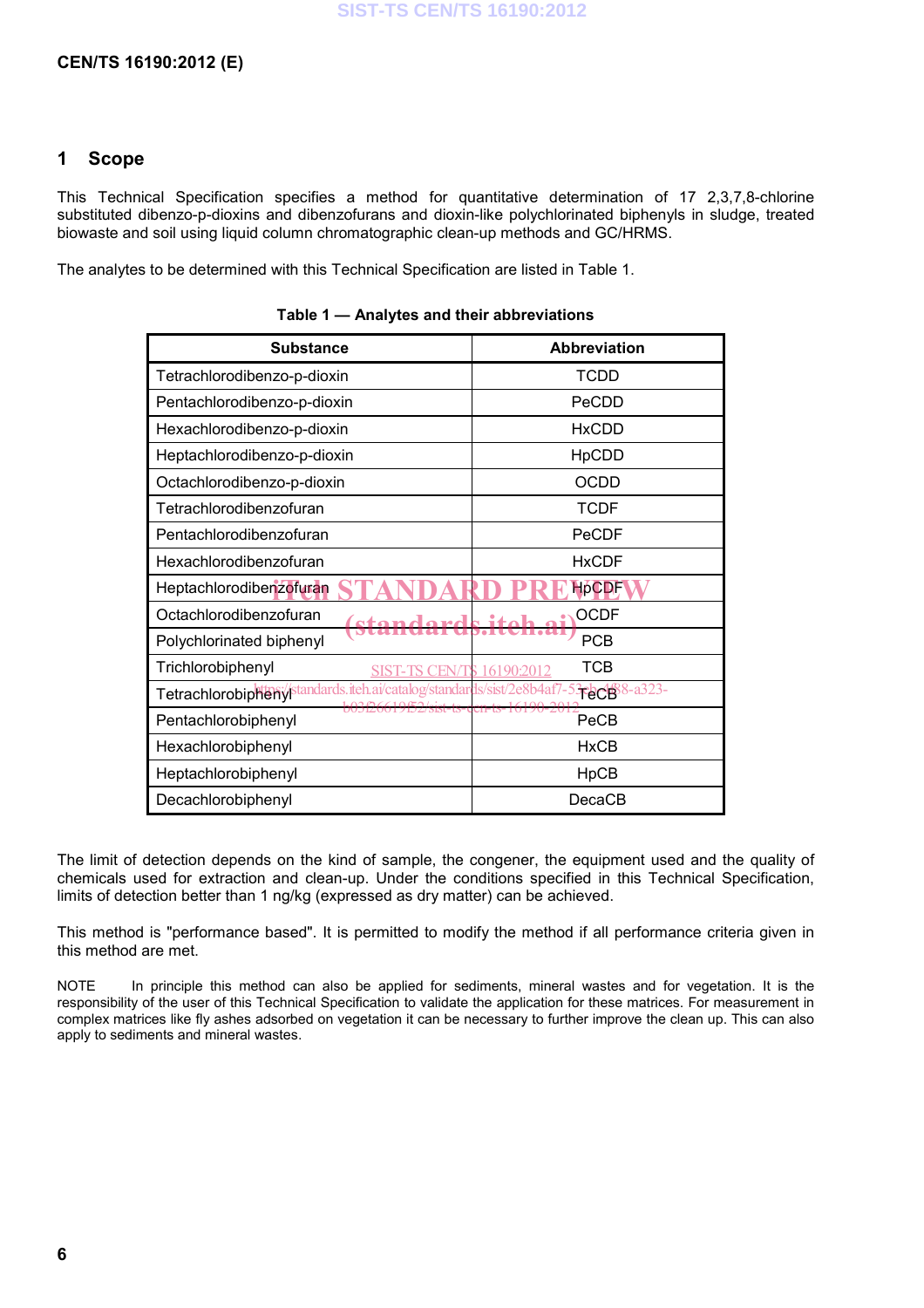## 1 Scope

This Technical Specification specifies a method for quantitative determination of 17 2,3,7,8-chlorine substituted dibenzo-p-dioxins and dibenzofurans and dioxin-like polychlorinated biphenyls in sludge, treated biowaste and soil using liquid column chromatographic clean-up methods and GC/HRMS.

The analytes to be determined with this Technical Specification are listed in Table 1.

**Table 1 — Analytes and their abbreviations**

| Substance | Abbreviation |
|---|---|
| Tetrachlorodibenzo-p-dioxin | TCDD |
| Pentachlorodibenzo-p-dioxin | PeCDD |
| Hexachlorodibenzo-p-dioxin | HxCDD |
| Heptachlorodibenzo-p-dioxin | HpCDD |
| Octachlorodibenzo-p-dioxin | OCDD |
| Tetrachlorodibenzofuran | TCDF |
| Pentachlorodibenzofuran | PeCDF |
| Hexachlorodibenzofuran | HxCDF |
| Heptachlorodibenzofuran | HpCDF |
| Octachlorodibenzofuran | OCDF |
| Polychlorinated biphenyl | PCB |
| Trichlorobiphenyl | TCB |
| Tetrachlorobiphenyl | TeCB |
| Pentachlorobiphenyl | PeCB |
| Hexachlorobiphenyl | HxCB |
| Heptachlorobiphenyl | HpCB |
| Decachlorobiphenyl | DecaCB |

The limit of detection depends on the kind of sample, the congener, the equipment used and the quality of chemicals used for extraction and clean-up. Under the conditions specified in this Technical Specification, limits of detection better than 1 ng/kg (expressed as dry matter) can be achieved.

This method is "performance based". It is permitted to modify the method if all performance criteria given in this method are met.

NOTE In principle this method can also be applied for sediments, mineral wastes and for vegetation. It is the responsibility of the user of this Technical Specification to validate the application for these matrices. For measurement in complex matrices like fly ashes adsorbed on vegetation it can be necessary to further improve the clean up. This can also apply to sediments and mineral wastes.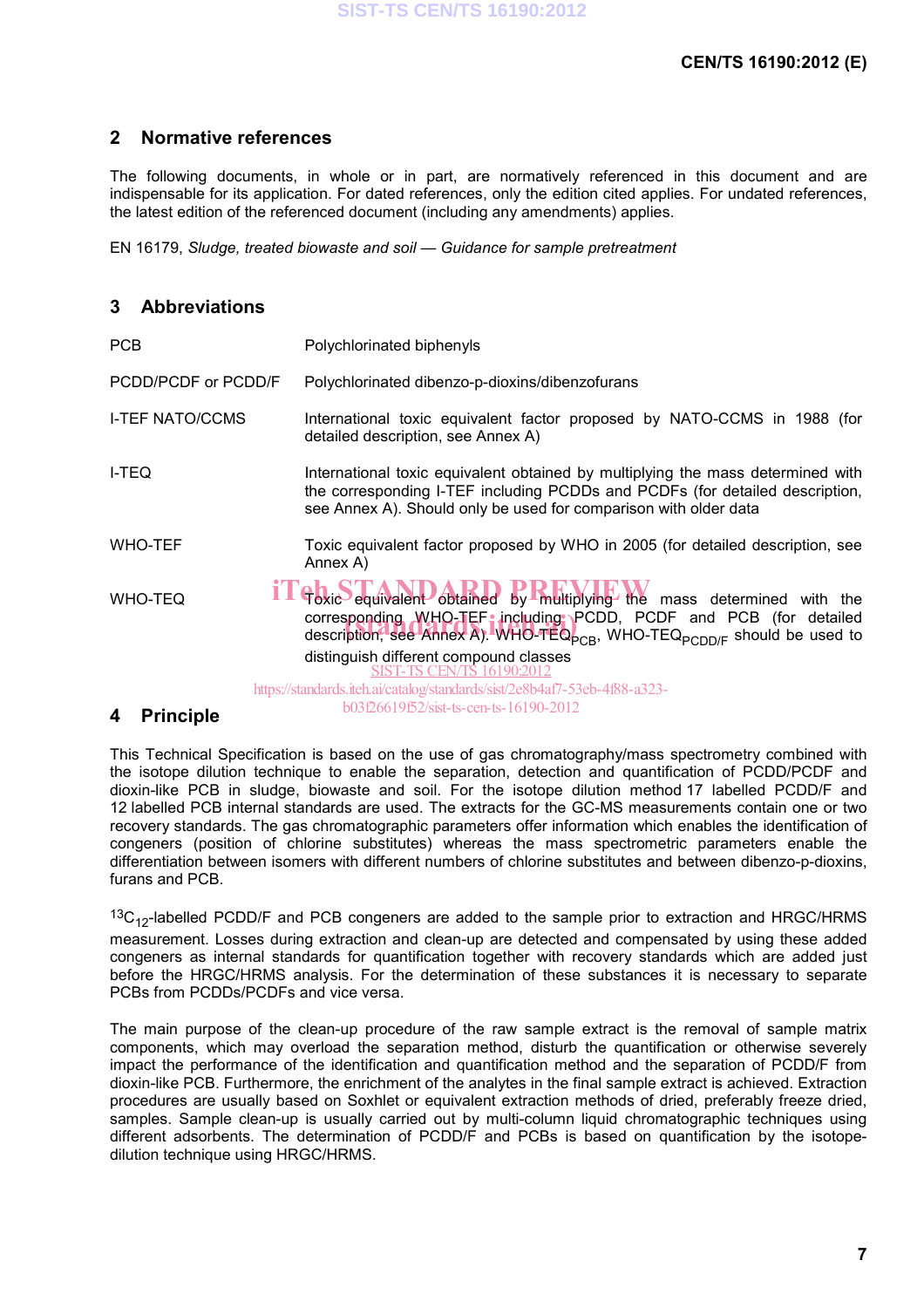## 2 Normative references

The following documents, in whole or in part, are normatively referenced in this document and are indispensable for its application. For dated references, only the edition cited applies. For undated references, the latest edition of the referenced document (including any amendments) applies.

EN 16179, *Sludge, treated biowaste and soil — Guidance for sample pretreatment*

## 3 Abbreviations

| | |
|---|---|
| PCB | Polychlorinated biphenyls |
| PCDD/PCDF or PCDD/F | Polychlorinated dibenzo-p-dioxins/dibenzofurans |
| I-TEF NATO/CCMS | International toxic equivalent factor proposed by NATO-CCMS in 1988 (for detailed description, see Annex A) |
| I-TEQ | International toxic equivalent obtained by multiplying the mass determined with the corresponding I-TEF including PCDDs and PCDFs (for detailed description, see Annex A). Should only be used for comparison with older data |
| WHO-TEF | Toxic equivalent factor proposed by WHO in 2005 (for detailed description, see Annex A) |
| WHO-TEQ | Toxic equivalent obtained by multiplying the mass determined with the corresponding WHO-TEF, including PCDD, PCDF and PCB (for detailed description, see Annex A). WHO-$TEQ_{PCB}$, WHO-$TEQ_{PCDD/F}$ should be used to distinguish different compound classes |

## 4 Principle

This Technical Specification is based on the use of gas chromatography/mass spectrometry combined with the isotope dilution technique to enable the separation, detection and quantification of PCDD/PCDF and dioxin-like PCB in sludge, biowaste and soil. For the isotope dilution method 17 labelled PCDD/F and 12 labelled PCB internal standards are used. The extracts for the GC-MS measurements contain one or two recovery standards. The gas chromatographic parameters offer information which enables the identification of congeners (position of chlorine substitutes) whereas the mass spectrometric parameters enable the differentiation between isomers with different numbers of chlorine substitutes and between dibenzo-p-dioxins, furans and PCB.

$^{13}C_{12}$-labelled PCDD/F and PCB congeners are added to the sample prior to extraction and HRGC/HRMS measurement. Losses during extraction and clean-up are detected and compensated by using these added congeners as internal standards for quantification together with recovery standards which are added just before the HRGC/HRMS analysis. For the determination of these substances it is necessary to separate PCBs from PCDDs/PCDFs and vice versa.

The main purpose of the clean-up procedure of the raw sample extract is the removal of sample matrix components, which may overload the separation method, disturb the quantification or otherwise severely impact the performance of the identification and quantification method and the separation of PCDD/F from dioxin-like PCB. Furthermore, the enrichment of the analytes in the final sample extract is achieved. Extraction procedures are usually based on Soxhlet or equivalent extraction methods of dried, preferably freeze dried, samples. Sample clean-up is usually carried out by multi-column liquid chromatographic techniques using different adsorbents. The determination of PCDD/F and PCBs is based on quantification by the isotope-dilution technique using HRGC/HRMS.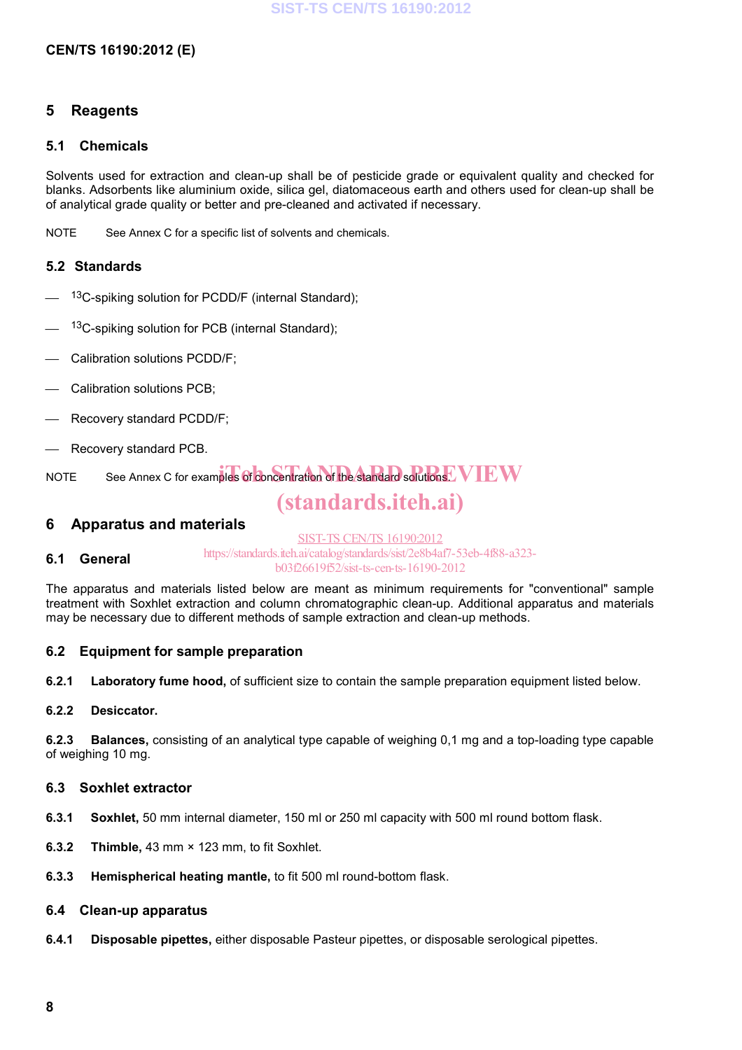## 5 Reagents

### 5.1 Chemicals

Solvents used for extraction and clean-up shall be of pesticide grade or equivalent quality and checked for blanks. Adsorbents like aluminium oxide, silica gel, diatomaceous earth and others used for clean-up shall be of analytical grade quality or better and pre-cleaned and activated if necessary.

NOTE See Annex C for a specific list of solvents and chemicals.

### 5.2 Standards

- $^{13}$C-spiking solution for PCDD/F (internal Standard);
- $^{13}$C-spiking solution for PCB (internal Standard);
- Calibration solutions PCDD/F;
- Calibration solutions PCB;
- Recovery standard PCDD/F;
- Recovery standard PCB.

NOTE See Annex C for examples of concentration of the standard solutions.

## 6 Apparatus and materials

### 6.1 General

The apparatus and materials listed below are meant as minimum requirements for "conventional" sample treatment with Soxhlet extraction and column chromatographic clean-up. Additional apparatus and materials may be necessary due to different methods of sample extraction and clean-up methods.

### 6.2 Equipment for sample preparation

**6.2.1 Laboratory fume hood,** of sufficient size to contain the sample preparation equipment listed below.

**6.2.2 Desiccator.**

**6.2.3 Balances,** consisting of an analytical type capable of weighing 0,1 mg and a top-loading type capable of weighing 10 mg.

### 6.3 Soxhlet extractor

**6.3.1 Soxhlet,** 50 mm internal diameter, 150 ml or 250 ml capacity with 500 ml round bottom flask.

**6.3.2 Thimble,** 43 mm × 123 mm, to fit Soxhlet.

**6.3.3 Hemispherical heating mantle,** to fit 500 ml round-bottom flask.

### 6.4 Clean-up apparatus

**6.4.1 Disposable pipettes,** either disposable Pasteur pipettes, or disposable serological pipettes.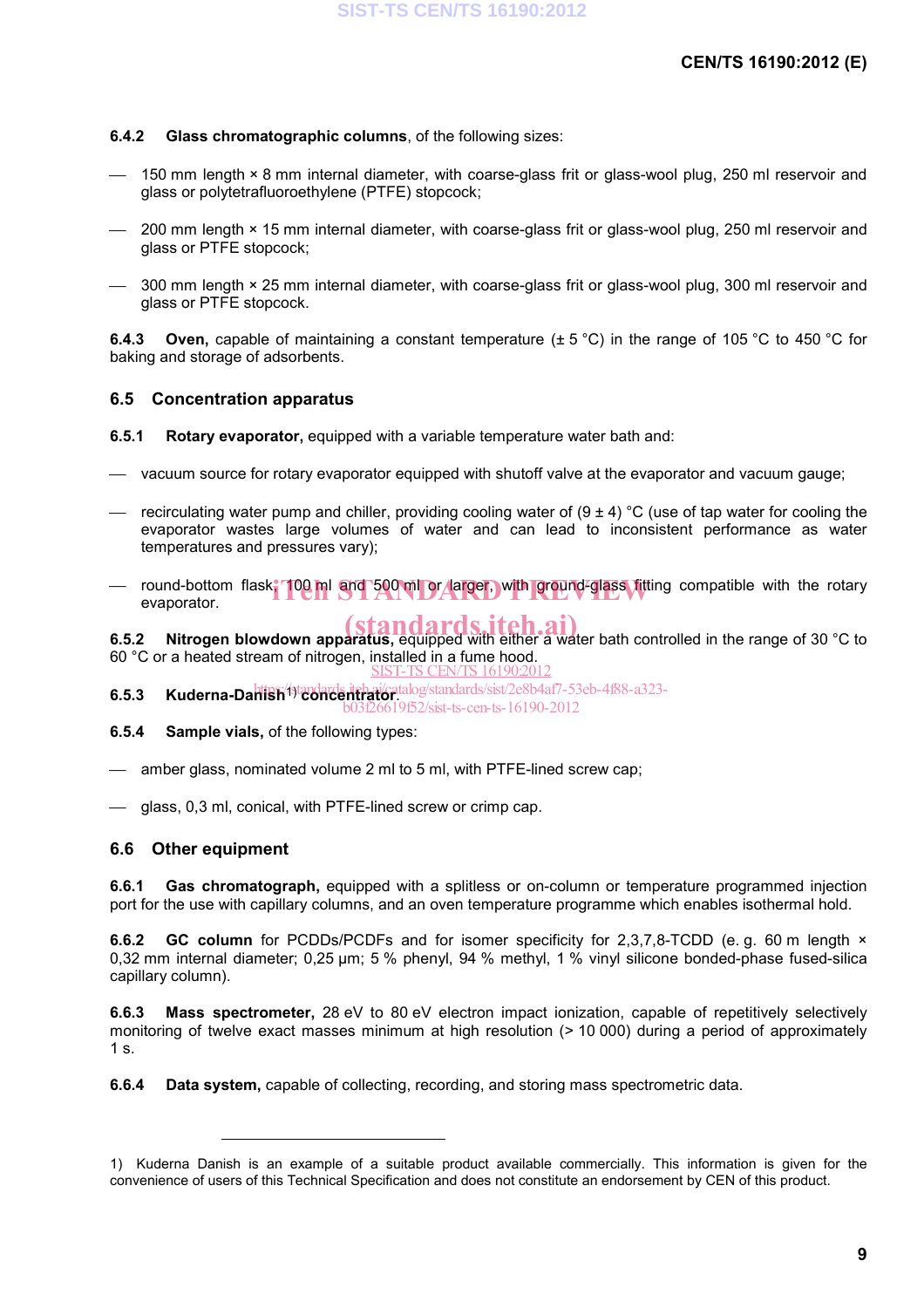**6.4.2 Glass chromatographic columns**, of the following sizes:

- 150 mm length × 8 mm internal diameter, with coarse-glass frit or glass-wool plug, 250 ml reservoir and glass or polytetrafluoroethylene (PTFE) stopcock;
- 200 mm length × 15 mm internal diameter, with coarse-glass frit or glass-wool plug, 250 ml reservoir and glass or PTFE stopcock;
- 300 mm length × 25 mm internal diameter, with coarse-glass frit or glass-wool plug, 300 ml reservoir and glass or PTFE stopcock.

**6.4.3 Oven,** capable of maintaining a constant temperature (± 5 °C) in the range of 105 °C to 450 °C for baking and storage of adsorbents.

## 6.5 Concentration apparatus

**6.5.1 Rotary evaporator,** equipped with a variable temperature water bath and:

- vacuum source for rotary evaporator equipped with shutoff valve at the evaporator and vacuum gauge;
- recirculating water pump and chiller, providing cooling water of (9 ± 4) °C (use of tap water for cooling the evaporator wastes large volumes of water and can lead to inconsistent performance as water temperatures and pressures vary);
- round-bottom flask, 100 ml and 500 ml or larger, with ground-glass fitting compatible with the rotary evaporator.

**6.5.2 Nitrogen blowdown apparatus,** equipped with either a water bath controlled in the range of 30 °C to 60 °C or a heated stream of nitrogen, installed in a fume hood.

**6.5.3 Kuderna-Danish[1] concentrator.**

**6.5.4 Sample vials,** of the following types:

- amber glass, nominated volume 2 ml to 5 ml, with PTFE-lined screw cap;
- glass, 0,3 ml, conical, with PTFE-lined screw or crimp cap.

## 6.6 Other equipment

**6.6.1 Gas chromatograph,** equipped with a splitless or on-column or temperature programmed injection port for the use with capillary columns, and an oven temperature programme which enables isothermal hold.

**6.6.2 GC column** for PCDDs/PCDFs and for isomer specificity for 2,3,7,8-TCDD (e. g. 60 m length × 0,32 mm internal diameter; 0,25 µm; 5 % phenyl, 94 % methyl, 1 % vinyl silicone bonded-phase fused-silica capillary column).

**6.6.3 Mass spectrometer,** 28 eV to 80 eV electron impact ionization, capable of repetitively selectively monitoring of twelve exact masses minimum at high resolution (> 10 000) during a period of approximately 1 s.

**6.6.4 Data system,** capable of collecting, recording, and storing mass spectrometric data.

---

1) Kuderna Danish is an example of a suitable product available commercially. This information is given for the convenience of users of this Technical Specification and does not constitute an endorsement by CEN of this product.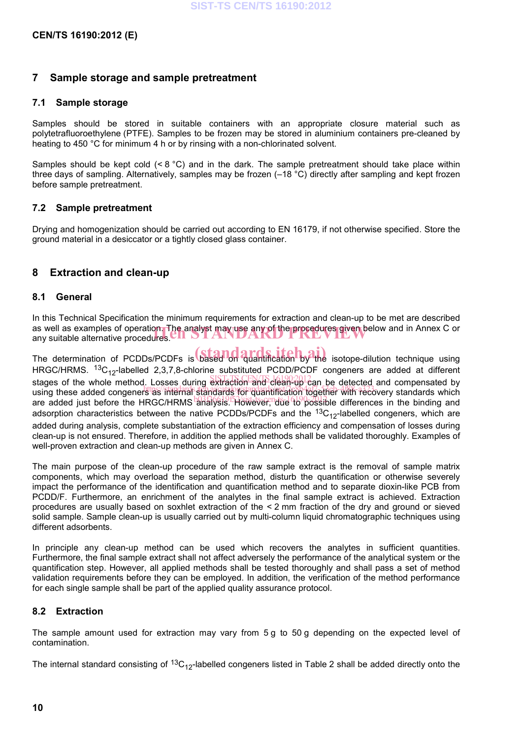## 7 Sample storage and sample pretreatment

### 7.1 Sample storage

Samples should be stored in suitable containers with an appropriate closure material such as polytetrafluoroethylene (PTFE). Samples to be frozen may be stored in aluminium containers pre-cleaned by heating to 450 °C for minimum 4 h or by rinsing with a non-chlorinated solvent.

Samples should be kept cold (< 8 °C) and in the dark. The sample pretreatment should take place within three days of sampling. Alternatively, samples may be frozen (–18 °C) directly after sampling and kept frozen before sample pretreatment.

### 7.2 Sample pretreatment

Drying and homogenization should be carried out according to EN 16179, if not otherwise specified. Store the ground material in a desiccator or a tightly closed glass container.

## 8 Extraction and clean-up

### 8.1 General

In this Technical Specification the minimum requirements for extraction and clean-up to be met are described as well as examples of operation. The analyst may use any of the procedures given below and in Annex C or any suitable alternative procedures.

The determination of PCDDs/PCDFs is based on quantification by the isotope-dilution technique using HRGC/HRMS. $^{13}C_{12}$-labelled 2,3,7,8-chlorine substituted PCDD/PCDF congeners are added at different stages of the whole method. Losses during extraction and clean-up can be detected and compensated by using these added congeners as internal standards for quantification together with recovery standards which are added just before the HRGC/HRMS analysis. However, due to possible differences in the binding and adsorption characteristics between the native PCDDs/PCDFs and the $^{13}C_{12}$-labelled congeners, which are added during analysis, complete substantiation of the extraction efficiency and compensation of losses during clean-up is not ensured. Therefore, in addition the applied methods shall be validated thoroughly. Examples of well-proven extraction and clean-up methods are given in Annex C.

The main purpose of the clean-up procedure of the raw sample extract is the removal of sample matrix components, which may overload the separation method, disturb the quantification or otherwise severely impact the performance of the identification and quantification method and to separate dioxin-like PCB from PCDD/F. Furthermore, an enrichment of the analytes in the final sample extract is achieved. Extraction procedures are usually based on soxhlet extraction of the < 2 mm fraction of the dry and ground or sieved solid sample. Sample clean-up is usually carried out by multi-column liquid chromatographic techniques using different adsorbents.

In principle any clean-up method can be used which recovers the analytes in sufficient quantities. Furthermore, the final sample extract shall not affect adversely the performance of the analytical system or the quantification step. However, all applied methods shall be tested thoroughly and shall pass a set of method validation requirements before they can be employed. In addition, the verification of the method performance for each single sample shall be part of the applied quality assurance protocol.

### 8.2 Extraction

The sample amount used for extraction may vary from 5 g to 50 g depending on the expected level of contamination.

The internal standard consisting of $^{13}C_{12}$-labelled congeners listed in Table 2 shall be added directly onto the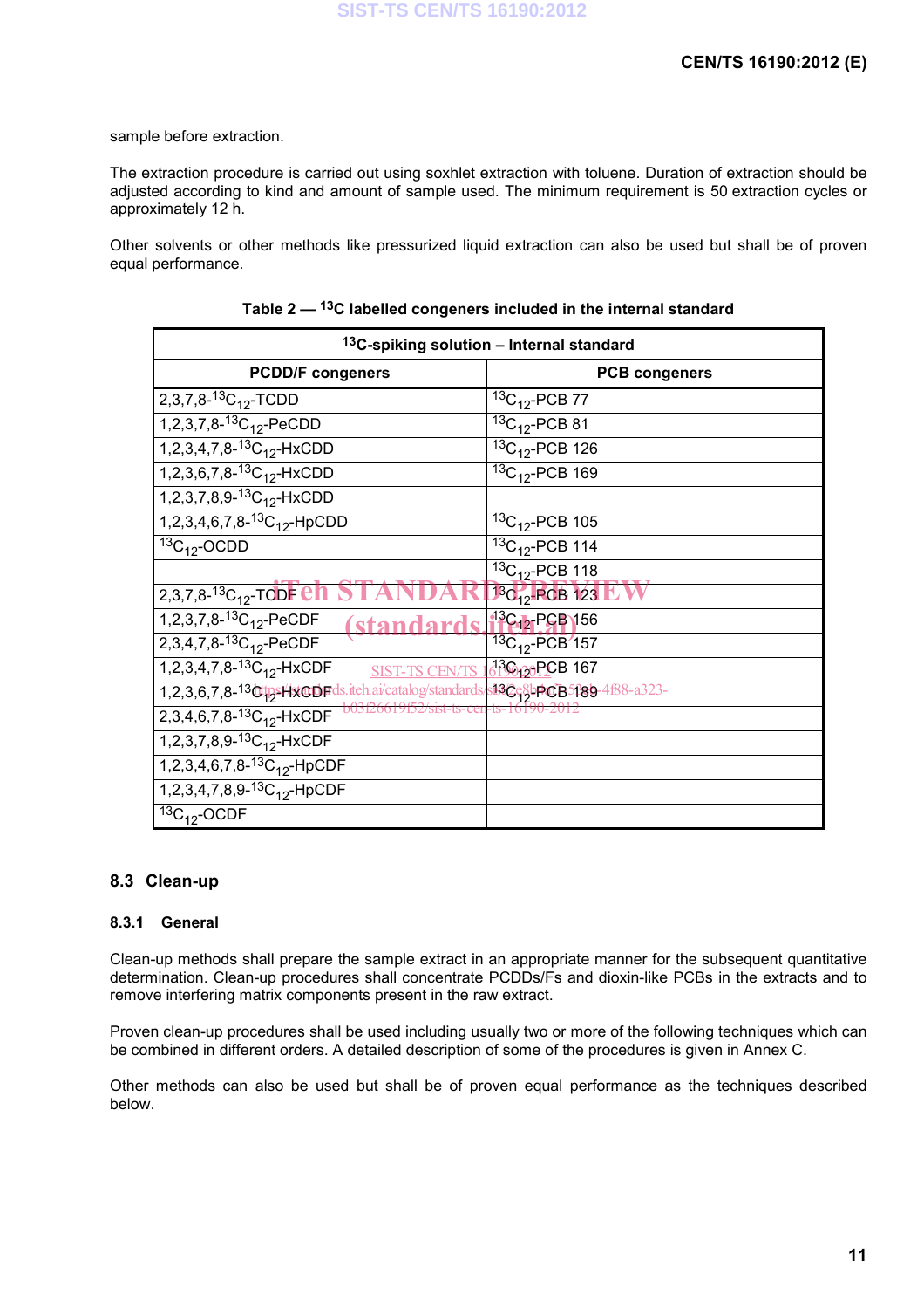sample before extraction.

The extraction procedure is carried out using soxhlet extraction with toluene. Duration of extraction should be adjusted according to kind and amount of sample used. The minimum requirement is 50 extraction cycles or approximately 12 h.

Other solvents or other methods like pressurized liquid extraction can also be used but shall be of proven equal performance.

**Table 2 — $^{13}C$ labelled congeners included in the internal standard**

| $^{13}C$-spiking solution – Internal standard | |
|---|---|
| **PCDD/F congeners** | **PCB congeners** |
| 2,3,7,8-$^{13}C_{12}$-TCDD | $^{13}C_{12}$-PCB 77 |
| 1,2,3,7,8-$^{13}C_{12}$-PeCDD | $^{13}C_{12}$-PCB 81 |
| 1,2,3,4,7,8-$^{13}C_{12}$-HxCDD | $^{13}C_{12}$-PCB 126 |
| 1,2,3,6,7,8-$^{13}C_{12}$-HxCDD | $^{13}C_{12}$-PCB 169 |
| 1,2,3,7,8,9-$^{13}C_{12}$-HxCDD | |
| 1,2,3,4,6,7,8-$^{13}C_{12}$-HpCDD | $^{13}C_{12}$-PCB 105 |
| $^{13}C_{12}$-OCDD | $^{13}C_{12}$-PCB 114 |
| | $^{13}C_{12}$-PCB 118 |
| 2,3,7,8-$^{13}C_{12}$-TCDF | $^{13}C_{12}$-PCB 123 |
| 1,2,3,7,8-$^{13}C_{12}$-PeCDF | $^{13}C_{12}$-PCB 156 |
| 2,3,4,7,8-$^{13}C_{12}$-PeCDF | $^{13}C_{12}$-PCB 157 |
| 1,2,3,4,7,8-$^{13}C_{12}$-HxCDF | $^{13}C_{12}$-PCB 167 |
| 1,2,3,6,7,8-$^{13}C_{12}$-HxCDF | $^{13}C_{12}$-PCB 189 |
| 2,3,4,6,7,8-$^{13}C_{12}$-HxCDF | |
| 1,2,3,7,8,9-$^{13}C_{12}$-HxCDF | |
| 1,2,3,4,6,7,8-$^{13}C_{12}$-HpCDF | |
| 1,2,3,4,7,8,9-$^{13}C_{12}$-HpCDF | |
| $^{13}C_{12}$-OCDF | |

## 8.3 Clean-up

### 8.3.1 General

Clean-up methods shall prepare the sample extract in an appropriate manner for the subsequent quantitative determination. Clean-up procedures shall concentrate PCDDs/Fs and dioxin-like PCBs in the extracts and to remove interfering matrix components present in the raw extract.

Proven clean-up procedures shall be used including usually two or more of the following techniques which can be combined in different orders. A detailed description of some of the procedures is given in Annex C.

Other methods can also be used but shall be of proven equal performance as the techniques described below.